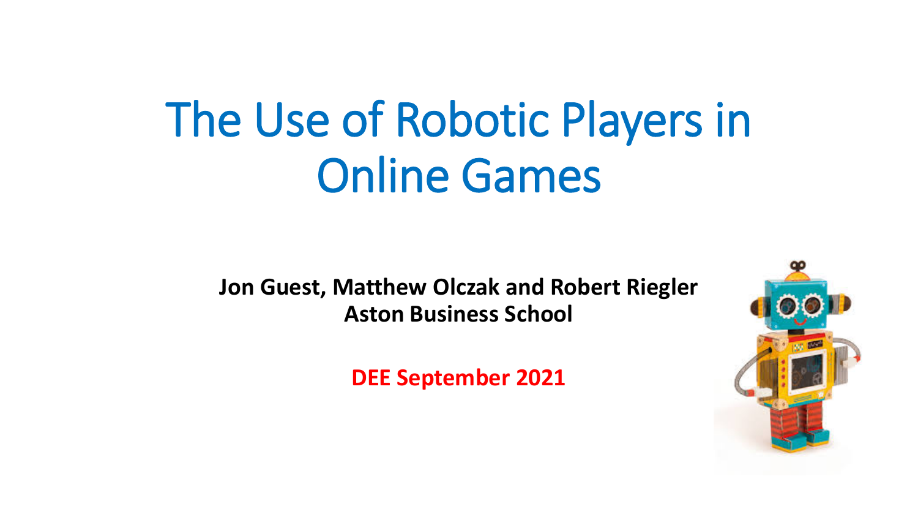# The Use of Robotic Players in Online Games

**Jon Guest, Matthew Olczak and Robert Riegler**
**Aston Business School**

**DEE September 2021**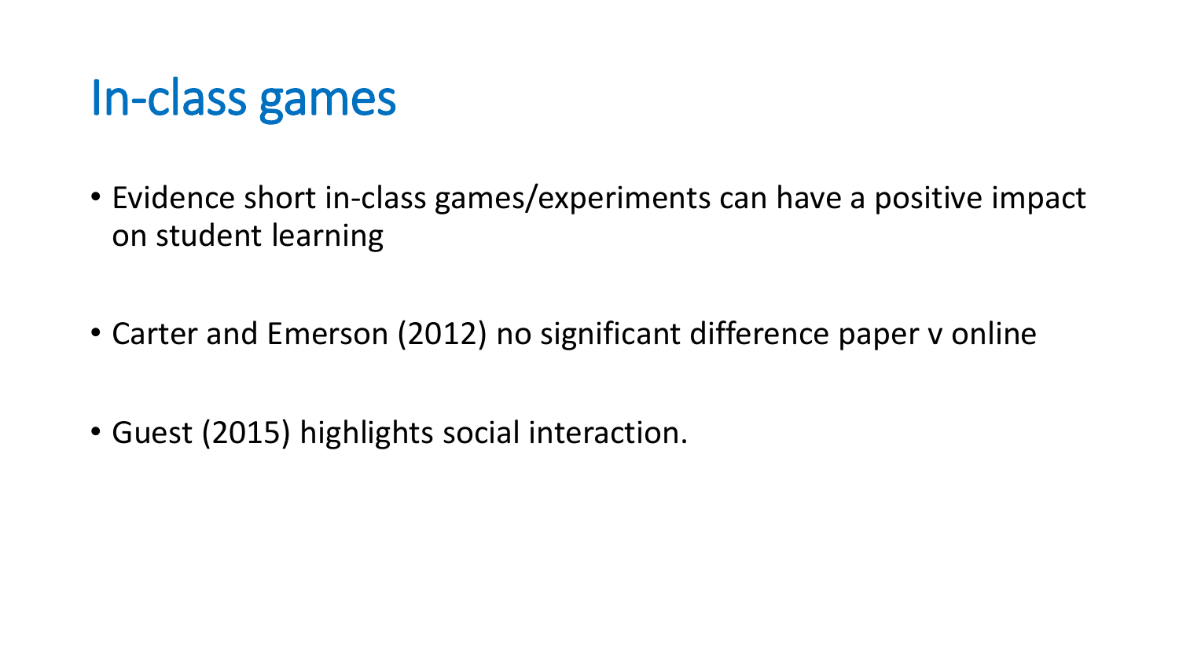# In-class games

- Evidence short in-class games/experiments can have a positive impact on student learning

- Carter and Emerson (2012) no significant difference paper v online

- Guest (2015) highlights social interaction.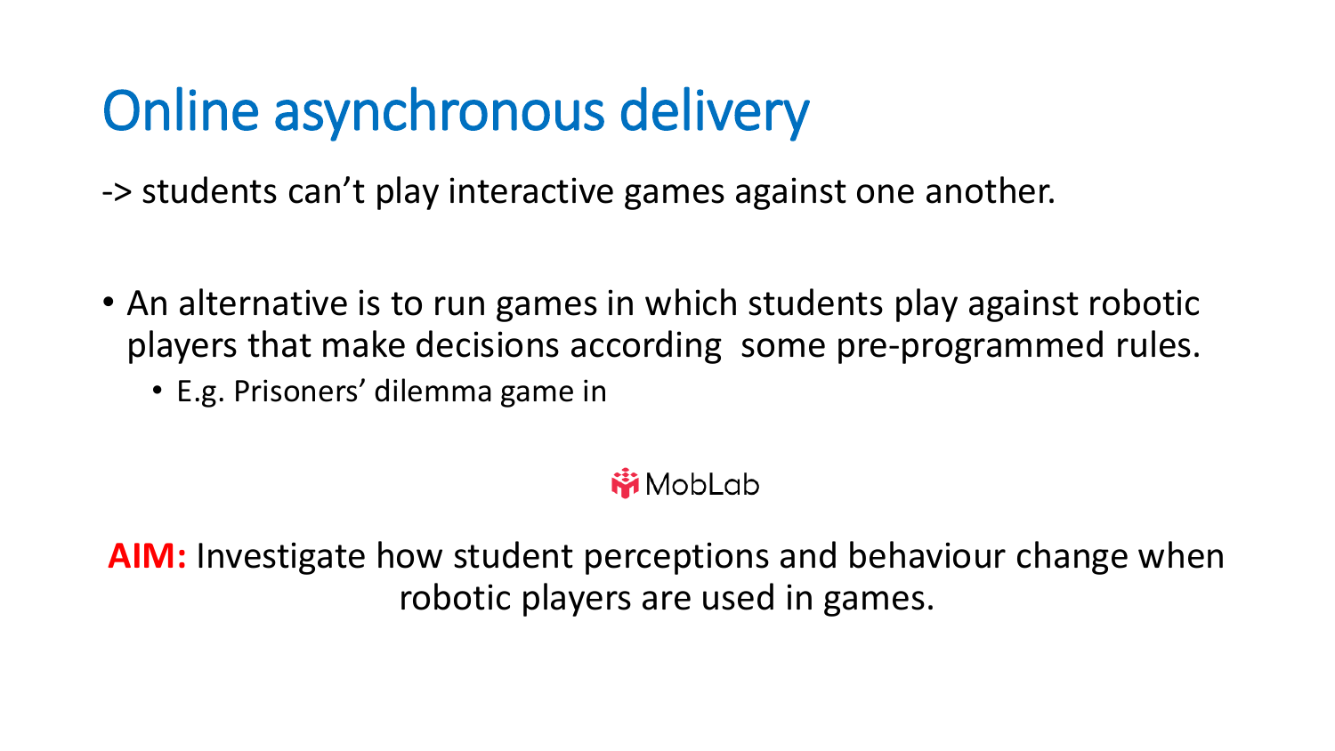# Online asynchronous delivery

-> students can't play interactive games against one another.

- An alternative is to run games in which students play against robotic players that make decisions according some pre-programmed rules.
  - E.g. Prisoners' dilemma game in

MobLab

**AIM:** Investigate how student perceptions and behaviour change when robotic players are used in games.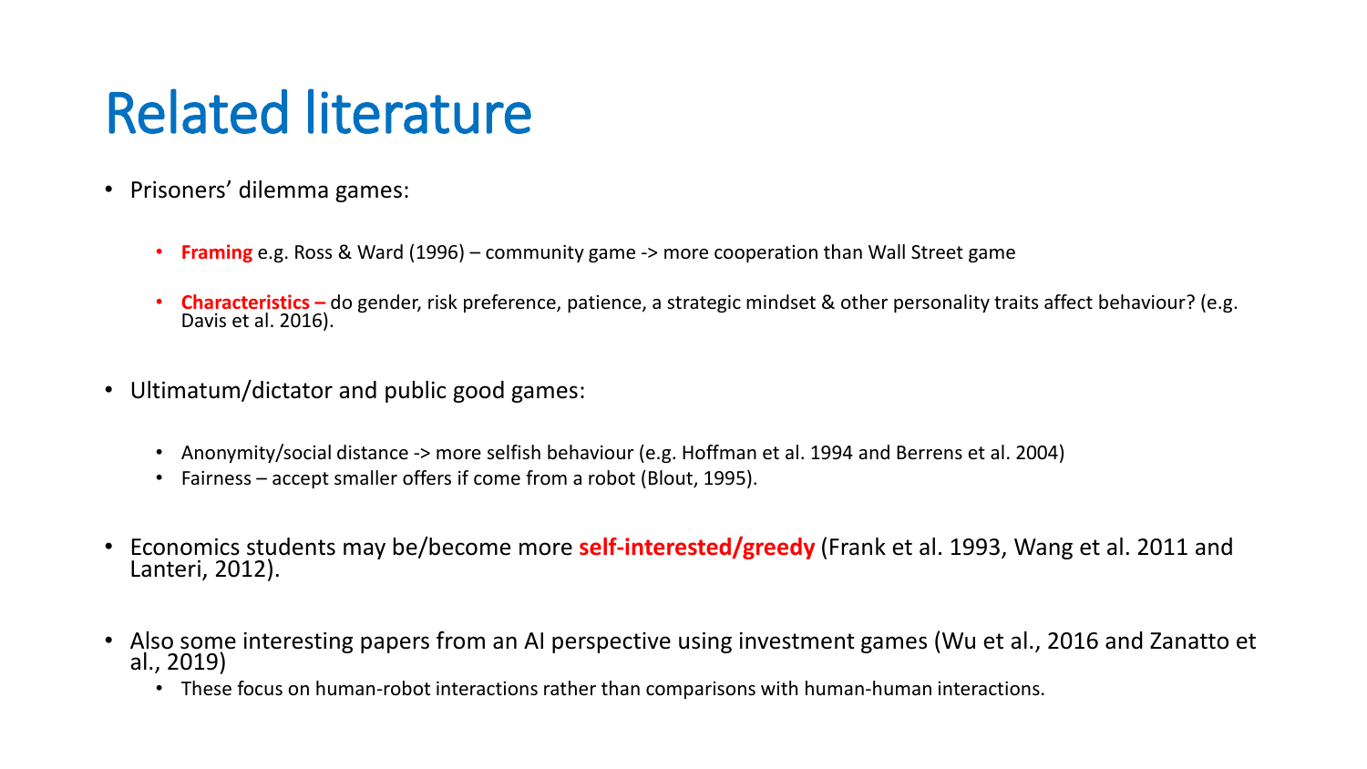# Related literature

- Prisoners' dilemma games:
  - **Framing** e.g. Ross & Ward (1996) – community game -> more cooperation than Wall Street game
  - **Characteristics –** do gender, risk preference, patience, a strategic mindset & other personality traits affect behaviour? (e.g. Davis et al. 2016).
- Ultimatum/dictator and public good games:
  - Anonymity/social distance -> more selfish behaviour (e.g. Hoffman et al. 1994 and Berrens et al. 2004)
  - Fairness – accept smaller offers if come from a robot (Blout, 1995).
- Economics students may be/become more **self-interested/greedy** (Frank et al. 1993, Wang et al. 2011 and Lanteri, 2012).
- Also some interesting papers from an AI perspective using investment games (Wu et al., 2016 and Zanatto et al., 2019)
  - These focus on human-robot interactions rather than comparisons with human-human interactions.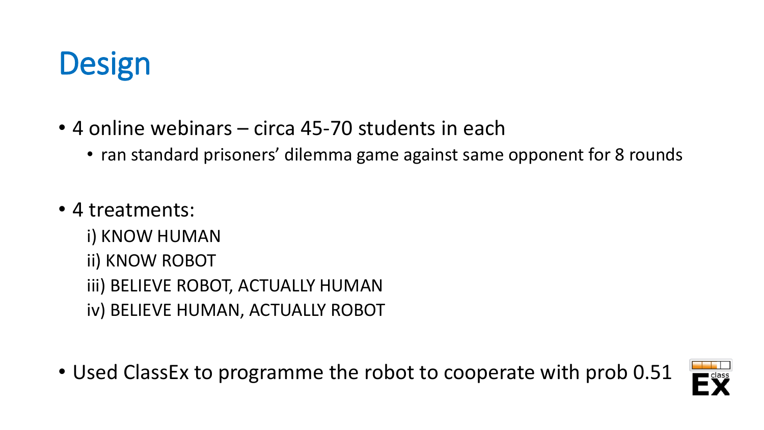# Design

- 4 online webinars – circa 45-70 students in each
  - ran standard prisoners' dilemma game against same opponent for 8 rounds

- 4 treatments:

  i) KNOW HUMAN

  ii) KNOW ROBOT

  iii) BELIEVE ROBOT, ACTUALLY HUMAN

  iv) BELIEVE HUMAN, ACTUALLY ROBOT

- Used ClassEx to programme the robot to cooperate with prob 0.51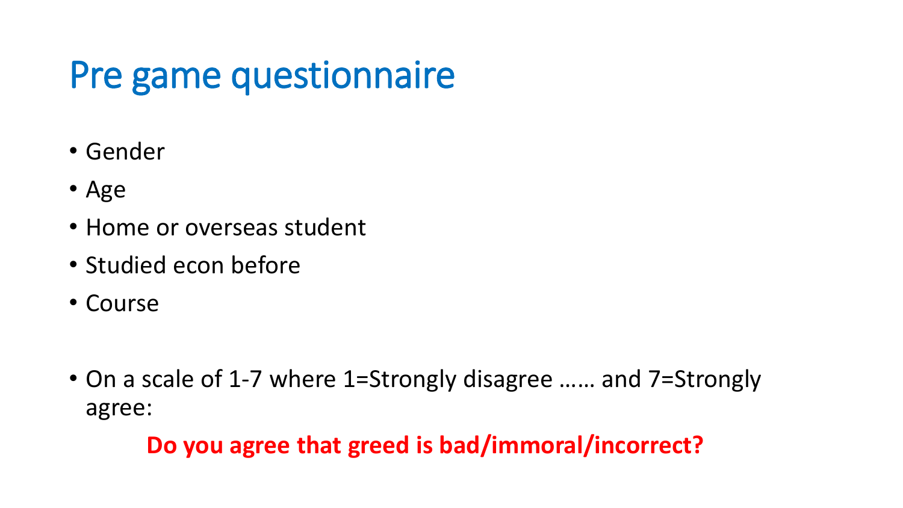# Pre game questionnaire

- Gender
- Age
- Home or overseas student
- Studied econ before
- Course

- On a scale of 1-7 where 1=Strongly disagree …… and 7=Strongly agree:

**Do you agree that greed is bad/immoral/incorrect?**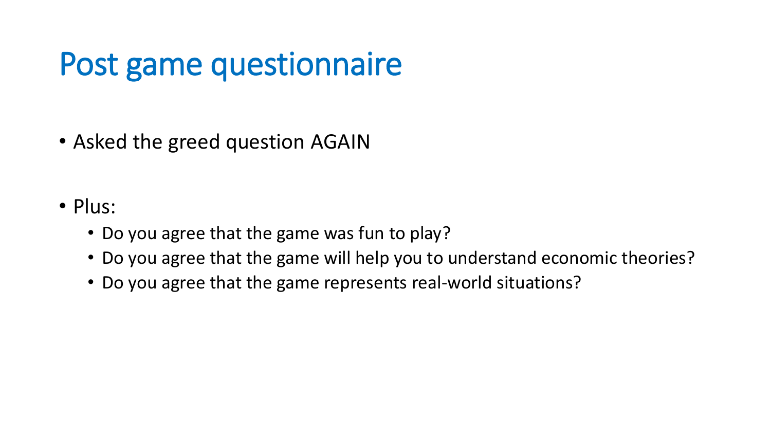# Post game questionnaire

- Asked the greed question AGAIN

- Plus:
  - Do you agree that the game was fun to play?
  - Do you agree that the game will help you to understand economic theories?
  - Do you agree that the game represents real-world situations?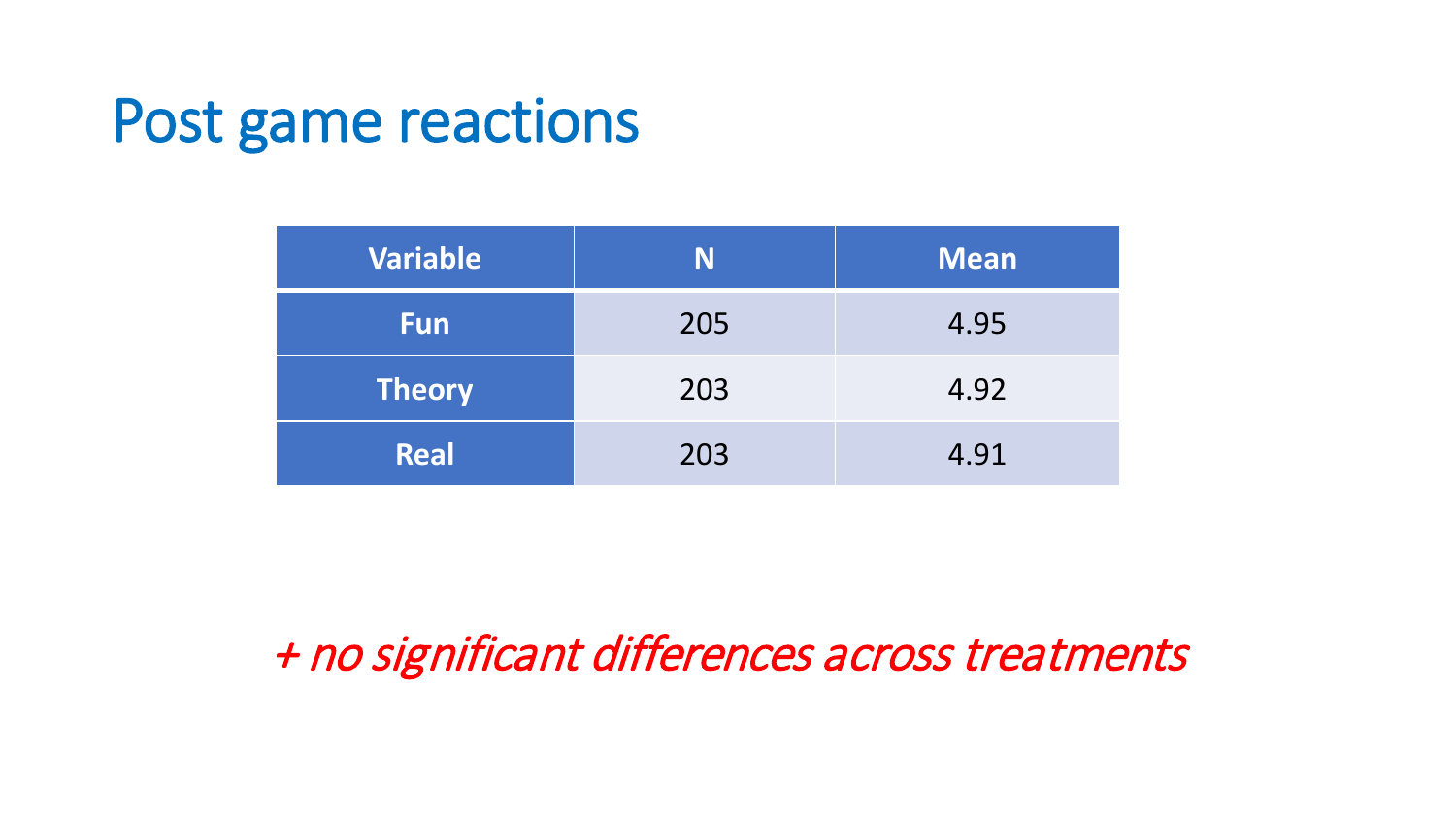# Post game reactions

| Variable | N | Mean |
|---|---|---|
| **Fun** | 205 | 4.95 |
| **Theory** | 203 | 4.92 |
| **Real** | 203 | 4.91 |

*+ no significant differences across treatments*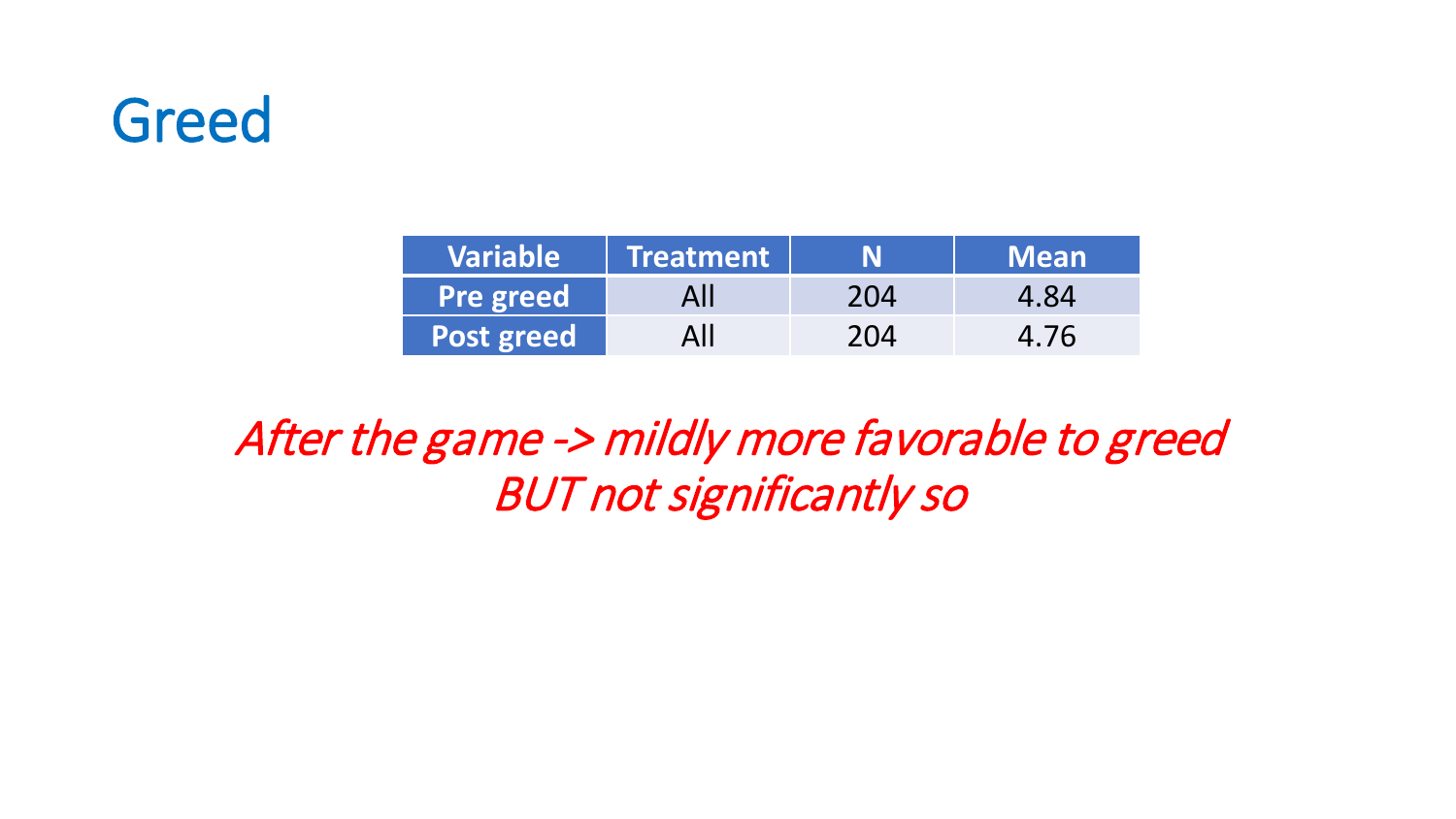# Greed

| Variable | Treatment | N | Mean |
| --- | --- | --- | --- |
| **Pre greed** | All | 204 | 4.84 |
| **Post greed** | All | 204 | 4.76 |

*After the game -> mildly more favorable to greed*
*BUT not significantly so*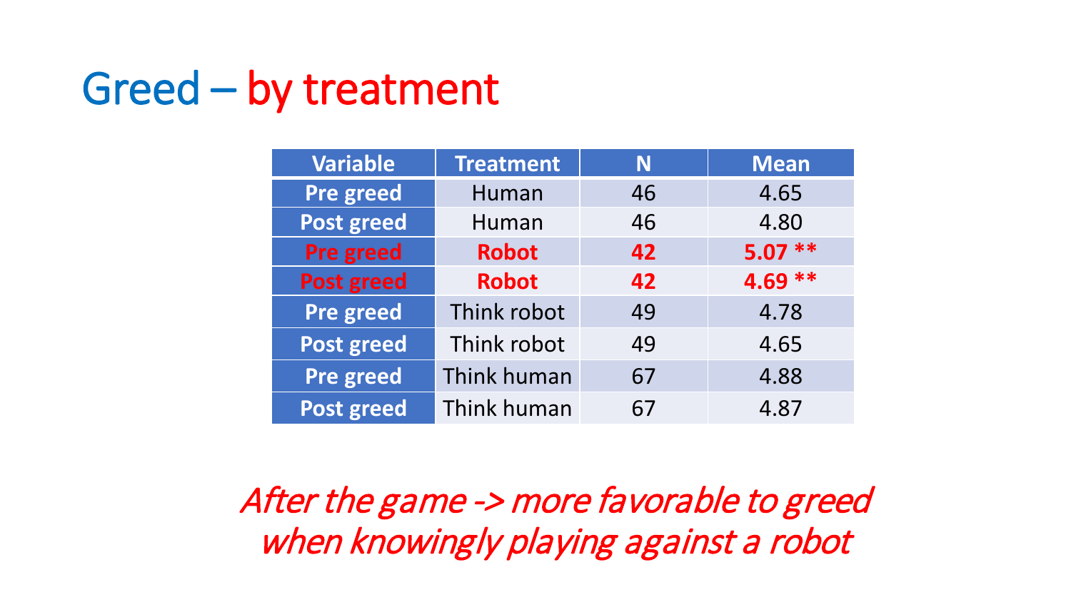# Greed – by treatment

| Variable | Treatment | N | Mean |
|---|---|---|---|
| Pre greed | Human | 46 | 4.65 |
| Post greed | Human | 46 | 4.80 |
| **Pre greed** | **Robot** | **42** | **5.07 \*\*** |
| **Post greed** | **Robot** | **42** | **4.69 \*\*** |
| Pre greed | Think robot | 49 | 4.78 |
| Post greed | Think robot | 49 | 4.65 |
| Pre greed | Think human | 67 | 4.88 |
| Post greed | Think human | 67 | 4.87 |

*After the game -> more favorable to greed when knowingly playing against a robot*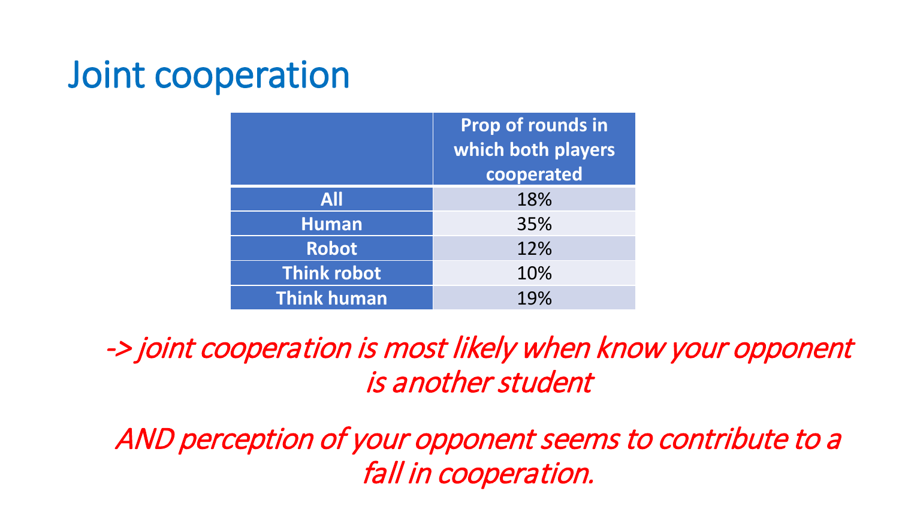# Joint cooperation

| | Prop of rounds in which both players cooperated |
|---|---|
| **All** | 18% |
| **Human** | 35% |
| **Robot** | 12% |
| **Think robot** | 10% |
| **Think human** | 19% |

*-> joint cooperation is most likely when know your opponent is another student*

*AND perception of your opponent seems to contribute to a fall in cooperation.*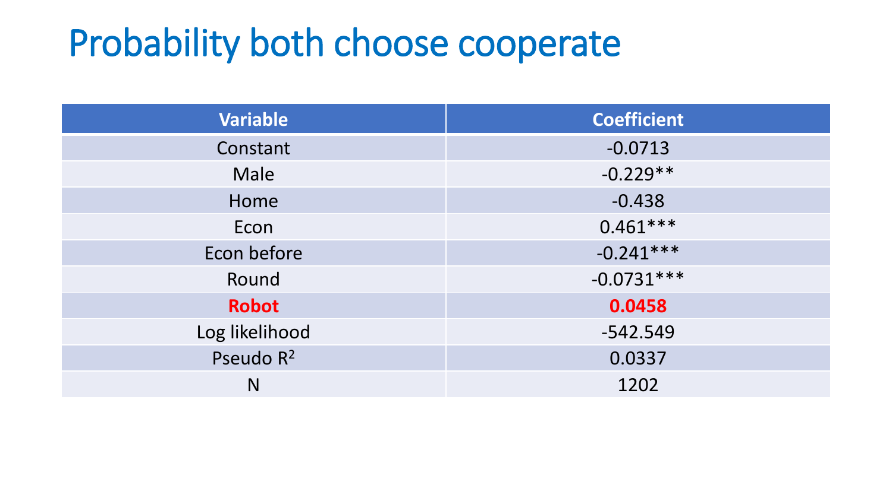# Probability both choose cooperate

| Variable | Coefficient |
|---|---|
| Constant | -0.0713 |
| Male | -0.229** |
| Home | -0.438 |
| Econ | 0.461*** |
| Econ before | -0.241*** |
| Round | -0.0731*** |
| **Robot** | **0.0458** |
| Log likelihood | -542.549 |
| Pseudo $R^2$ | 0.0337 |
| N | 1202 |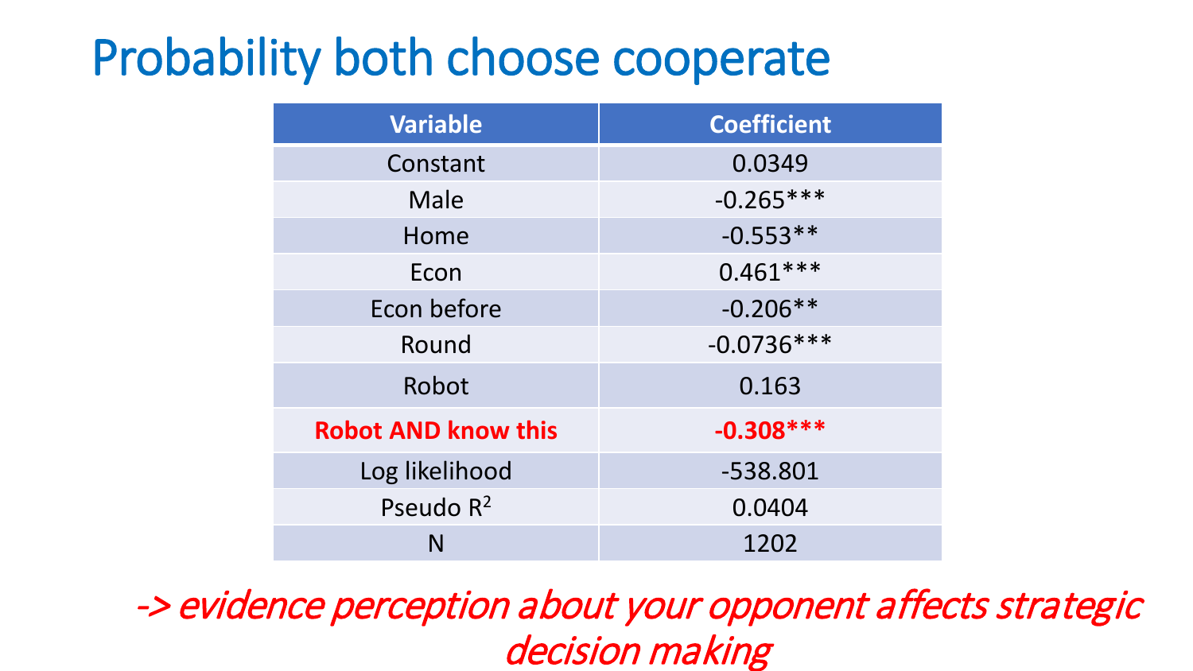# Probability both choose cooperate

| Variable | Coefficient |
|---|---|
| Constant | 0.0349 |
| Male | -0.265*** |
| Home | -0.553** |
| Econ | 0.461*** |
| Econ before | -0.206** |
| Round | -0.0736*** |
| Robot | 0.163 |
| **Robot AND know this** | **-0.308*** ** |
| Log likelihood | -538.801 |
| Pseudo $R^2$ | 0.0404 |
| N | 1202 |

*-> evidence perception about your opponent affects strategic decision making*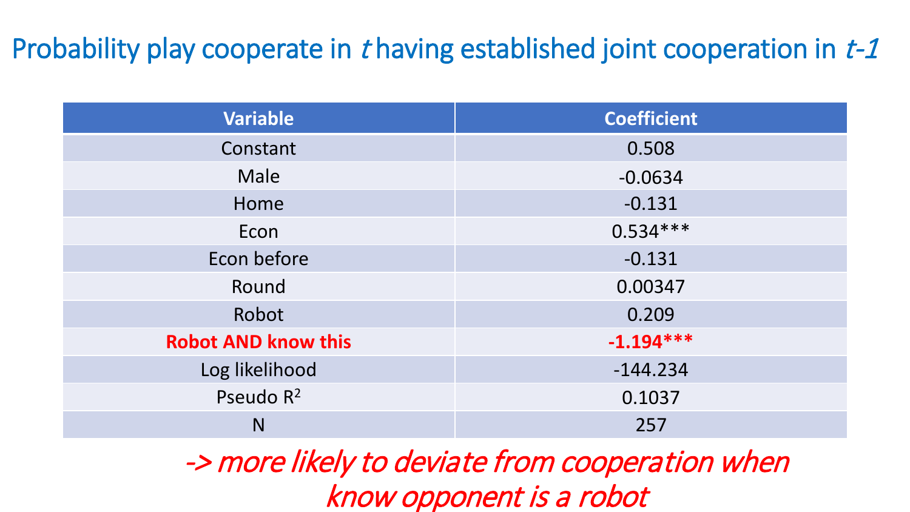# Probability play cooperate in *t* having established joint cooperation in *t-1*

| Variable | Coefficient |
|---|---|
| Constant | 0.508 |
| Male | -0.0634 |
| Home | -0.131 |
| Econ | 0.534*** |
| Econ before | -0.131 |
| Round | 0.00347 |
| Robot | 0.209 |
| **Robot AND know this** | **-1.194*** ** |
| Log likelihood | -144.234 |
| Pseudo $R^2$ | 0.1037 |
| N | 257 |

*-> more likely to deviate from cooperation when know opponent is a robot*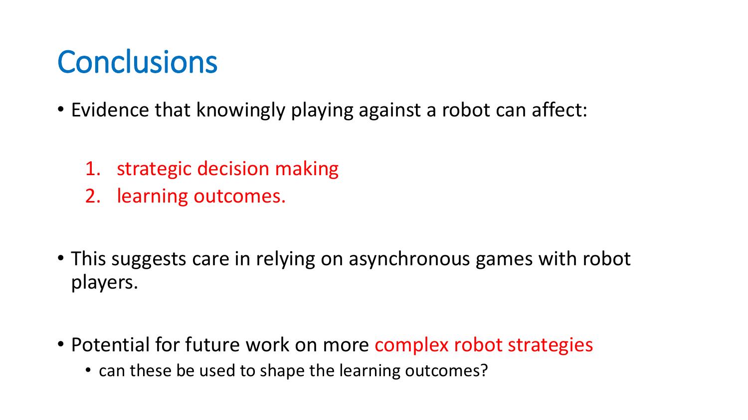# Conclusions

- Evidence that knowingly playing against a robot can affect:

  1. strategic decision making
  2. learning outcomes.

- This suggests care in relying on asynchronous games with robot players.

- Potential for future work on more complex robot strategies
  - can these be used to shape the learning outcomes?